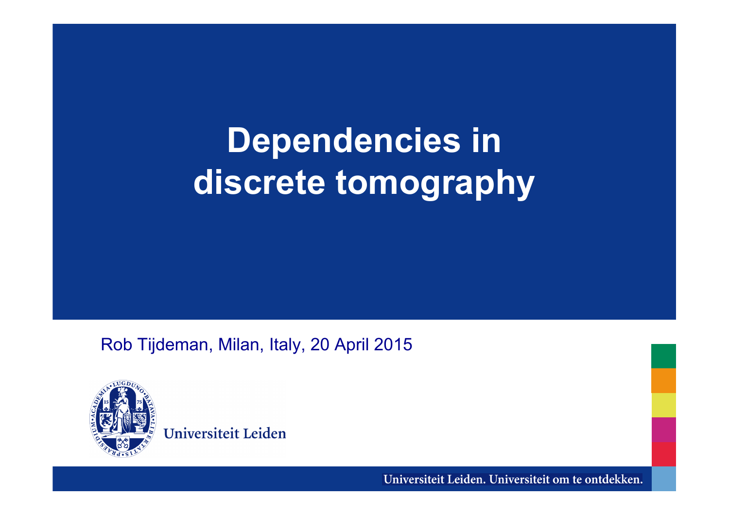# Dependencies in discrete tomography

Rob Tijdeman, Milan, Italy, 20 April 2015

Universiteit Leiden

Universiteit Leiden. Universiteit om te ontdekken.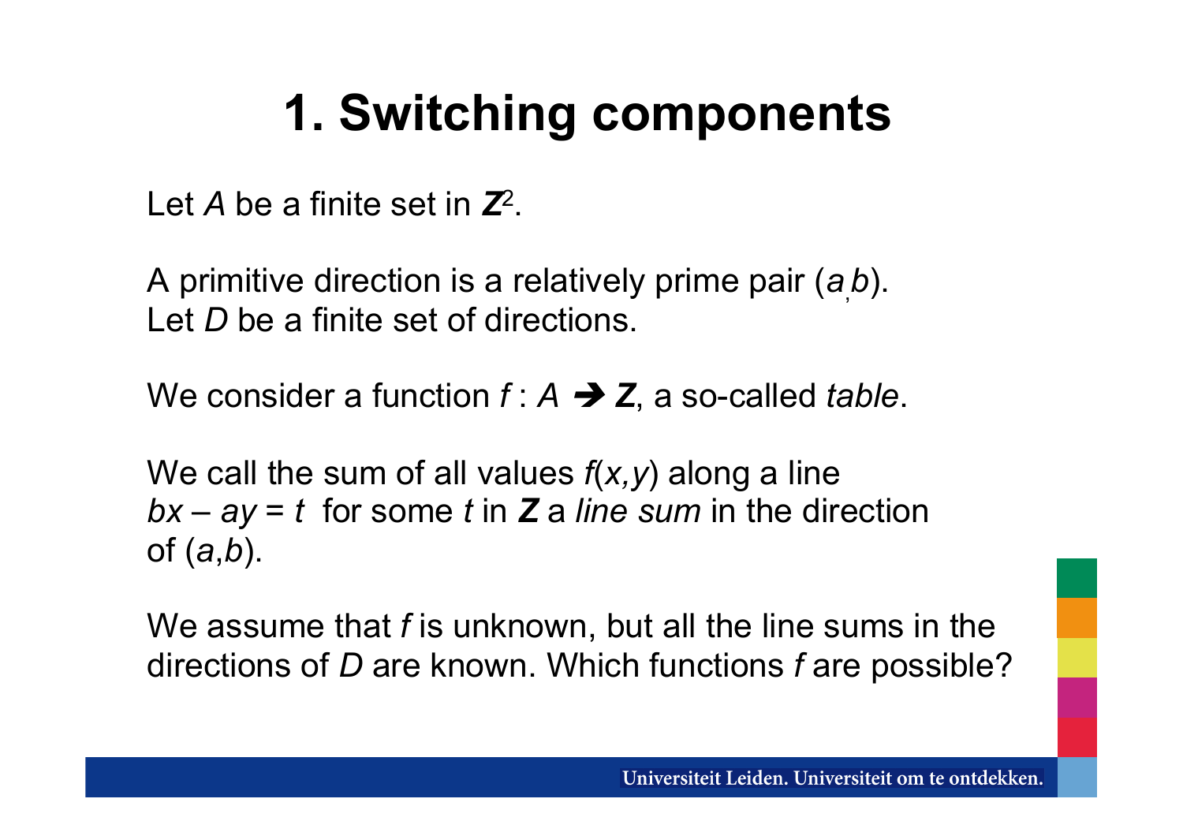# 1. Switching components

Let $A$ be a finite set in $\mathbb{Z}^2$.

A primitive direction is a relatively prime pair $(a,b)$.
Let $D$ be a finite set of directions.

We consider a function $f : A \rightarrow \mathbb{Z}$, a so-called *table*.

We call the sum of all values $f(x,y)$ along a line $bx - ay = t$ for some $t$ in $\mathbb{Z}$ a *line sum* in the direction of $(a,b)$.

We assume that $f$ is unknown, but all the line sums in the directions of $D$ are known. Which functions $f$ are possible?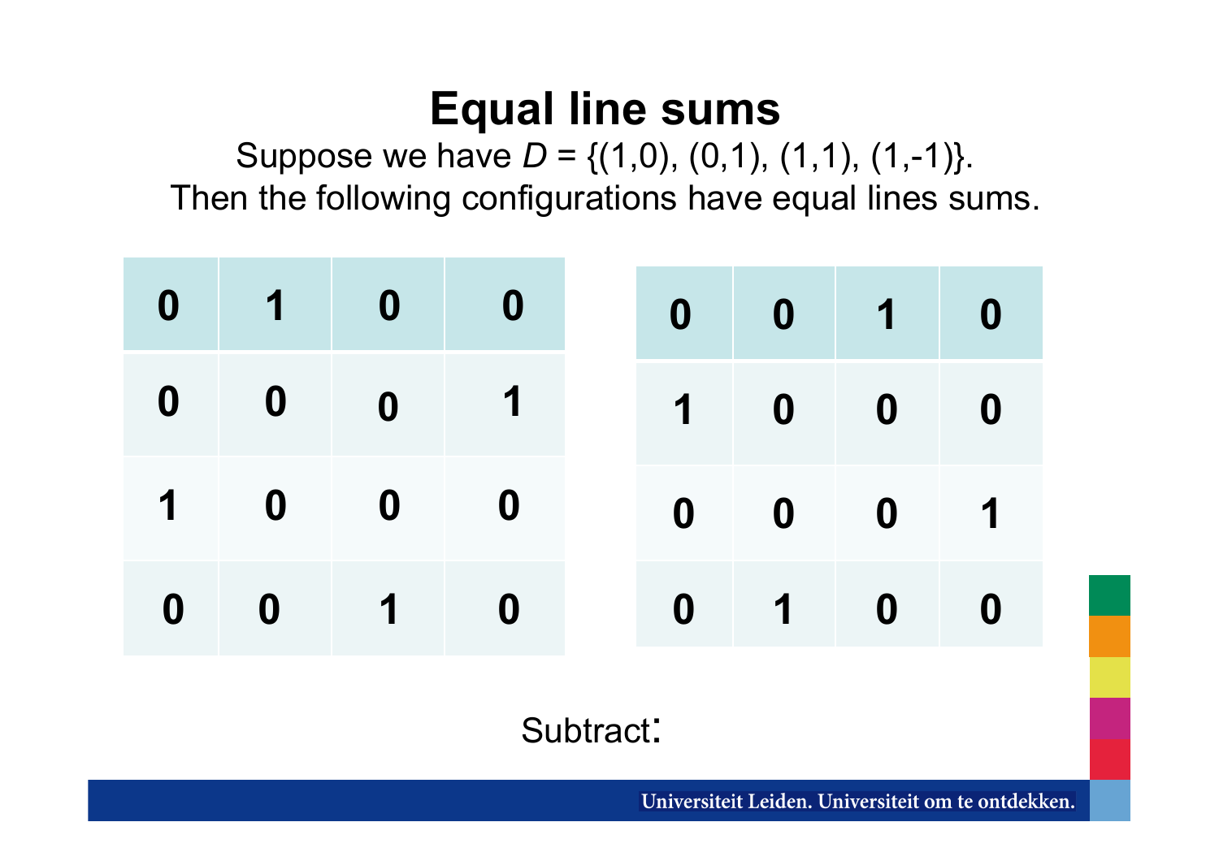# Equal line sums

Suppose we have $D = \{(1,0), (0,1), (1,1), (1,-1)\}$.
Then the following configurations have equal lines sums.

| | | | |
|---|---|---|---|
| 0 | 1 | 0 | 0 |
| 0 | 0 | 0 | 1 |
| 1 | 0 | 0 | 0 |
| 0 | 0 | 1 | 0 |

| | | | |
|---|---|---|---|
| 0 | 0 | 1 | 0 |
| 1 | 0 | 0 | 0 |
| 0 | 0 | 0 | 1 |
| 0 | 1 | 0 | 0 |

Subtract: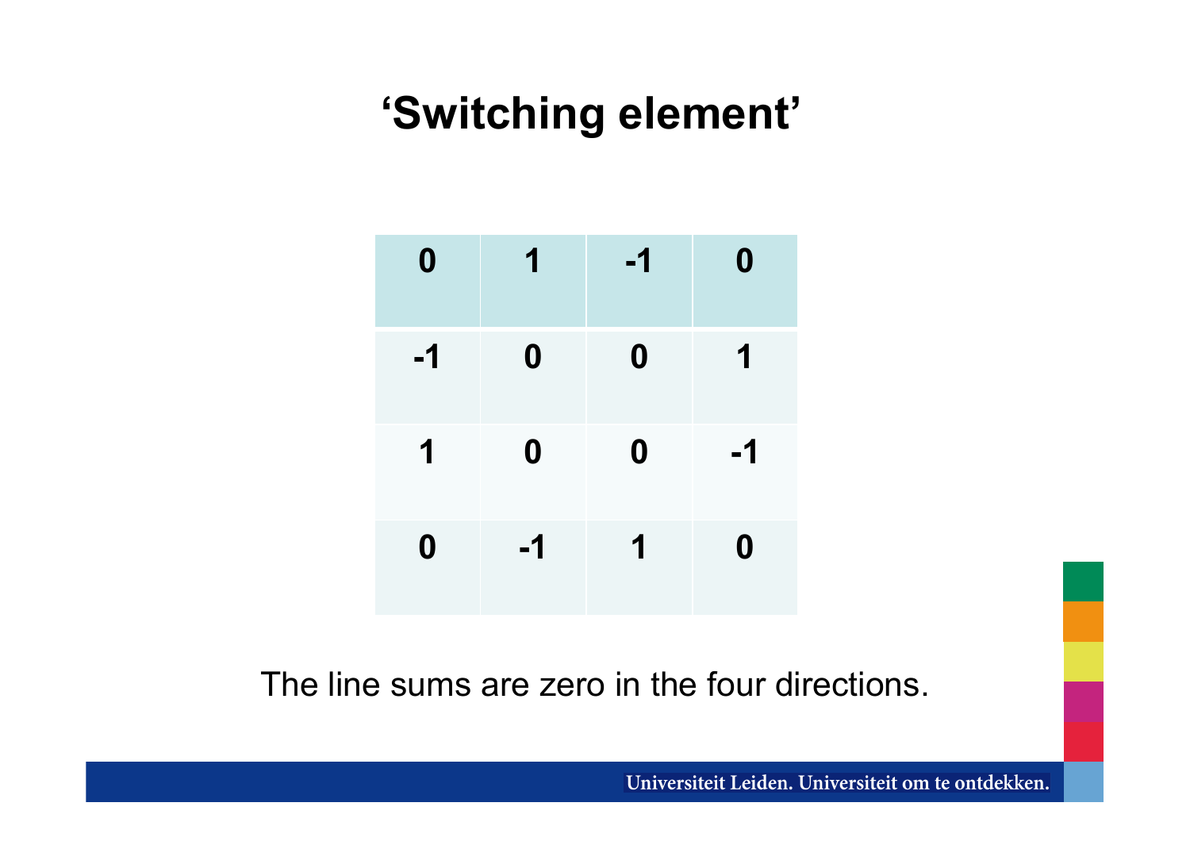# 'Switching element'

| 0 | 1 | -1 | 0 |
|---|---|---|---|
| -1 | 0 | 0 | 1 |
| 1 | 0 | 0 | -1 |
| 0 | -1 | 1 | 0 |

The line sums are zero in the four directions.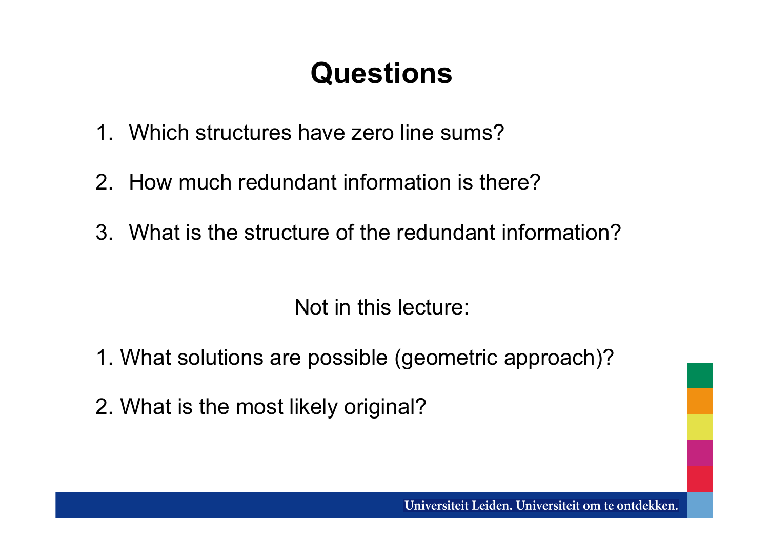# Questions

1. Which structures have zero line sums?
2. How much redundant information is there?
3. What is the structure of the redundant information?

Not in this lecture:

1. What solutions are possible (geometric approach)?
2. What is the most likely original?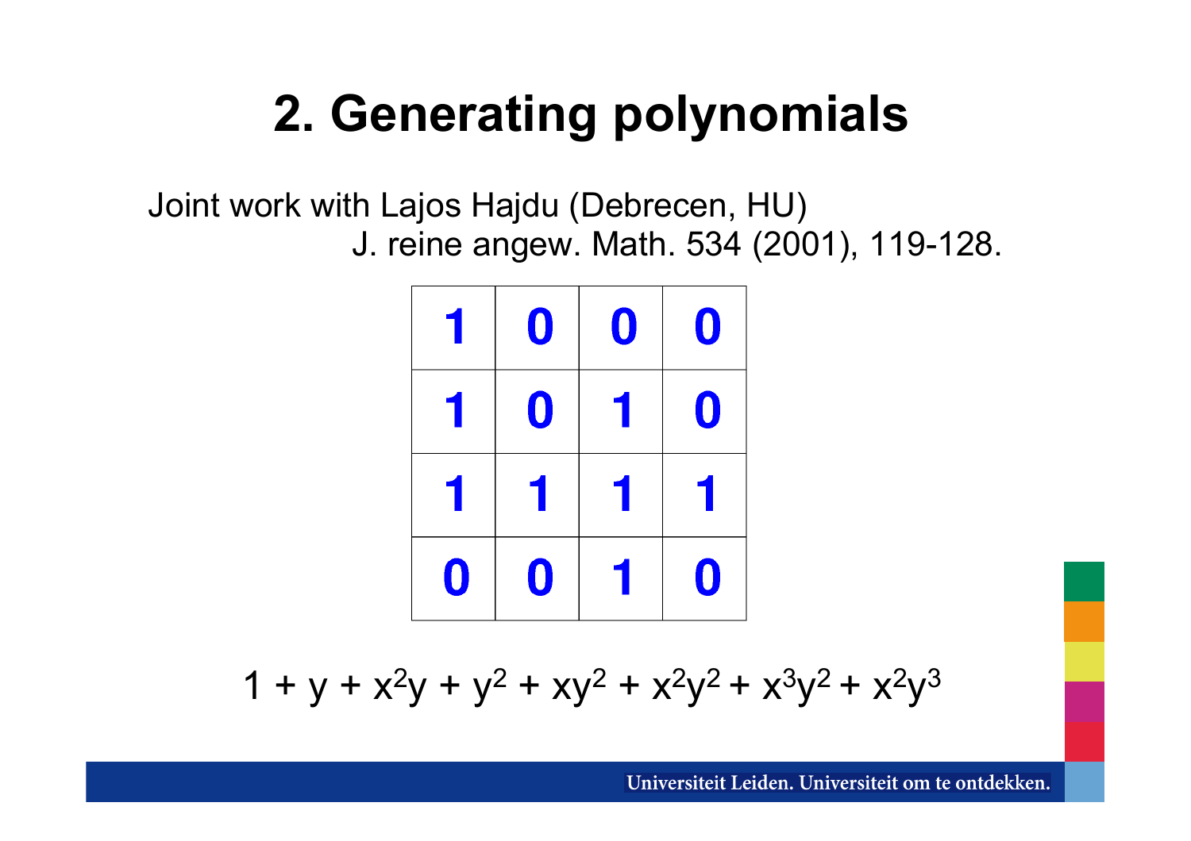# 2. Generating polynomials

Joint work with Lajos Hajdu (Debrecen, HU)
J. reine angew. Math. 534 (2001), 119-128.

| | | | |
|---|---|---|---|
| 1 | 0 | 0 | 0 |
| 1 | 0 | 1 | 0 |
| 1 | 1 | 1 | 1 |
| 0 | 0 | 1 | 0 |

$$1 + y + x^2y + y^2 + xy^2 + x^2y^2 + x^3y^2 + x^2y^3$$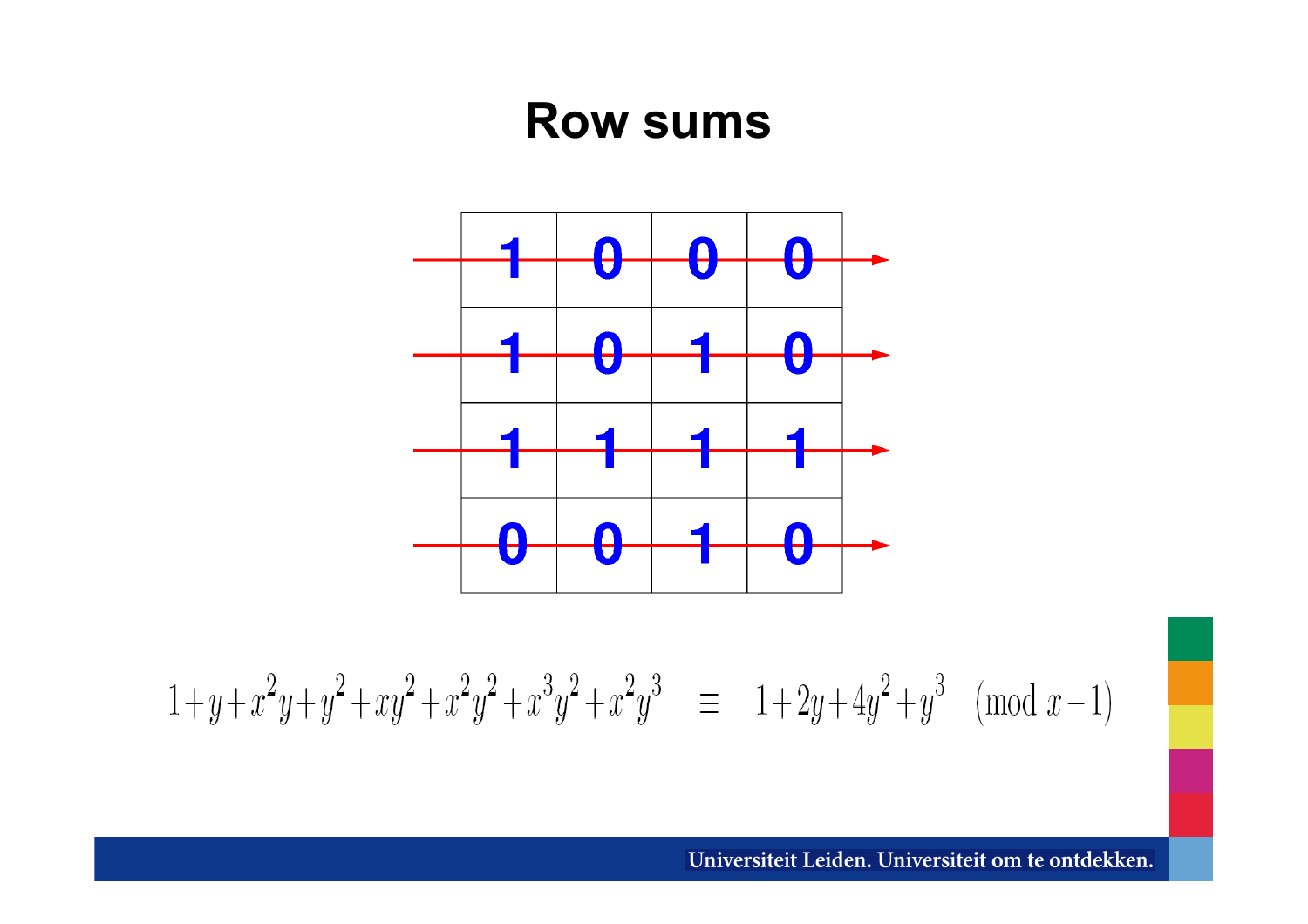# Row sums

| 1 | 0 | 0 | 0 |
|---|---|---|---|
| 1 | 0 | 1 | 0 |
| 1 | 1 | 1 | 1 |
| 0 | 0 | 1 | 0 |

$$1+y+x^2y+y^2+xy^2+x^2y^2+x^3y^2+x^2y^3 \equiv 1+2y+4y^2+y^3 \pmod{x-1}$$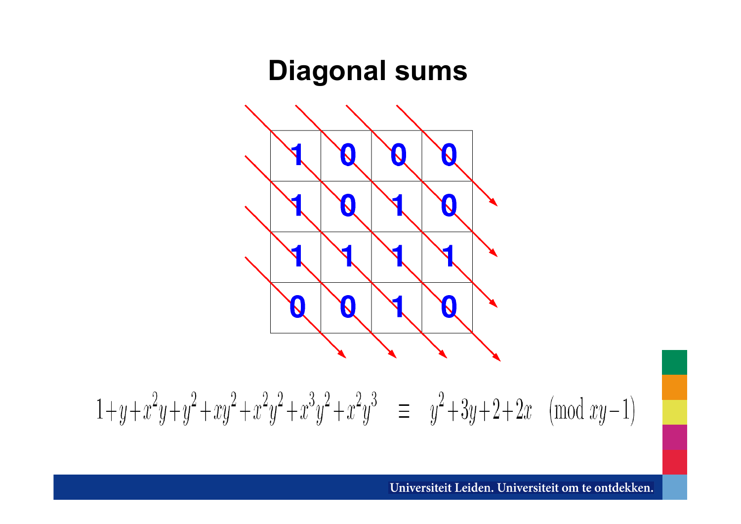# Diagonal sums

| 1 | 0 | 0 | 0 |
|---|---|---|---|
| 1 | 0 | 1 | 0 |
| 1 | 1 | 1 | 1 |
| 0 | 0 | 1 | 0 |

$$1+y+x^2y+y^2+xy^2+x^2y^2+x^3y^2+x^2y^3 \quad \equiv \quad y^2+3y+2+2x \pmod{xy-1}$$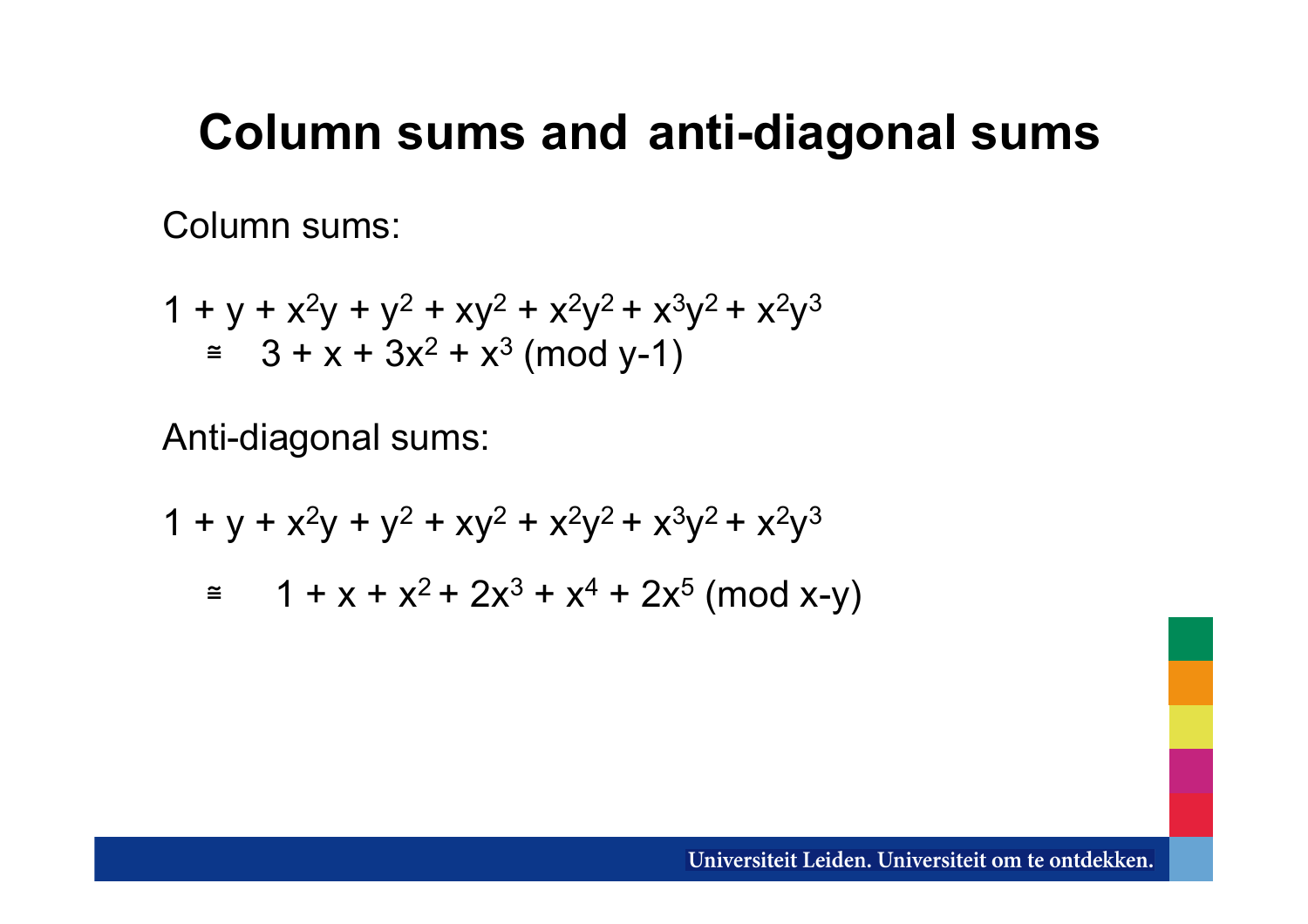# Column sums and anti-diagonal sums

Column sums:

$$1 + y + x^2y + y^2 + xy^2 + x^2y^2 + x^3y^2 + x^2y^3$$
$$\cong \quad 3 + x + 3x^2 + x^3 \text{ (mod } y-1)$$

Anti-diagonal sums:

$$1 + y + x^2y + y^2 + xy^2 + x^2y^2 + x^3y^2 + x^2y^3$$

$$\cong \quad 1 + x + x^2 + 2x^3 + x^4 + 2x^5 \text{ (mod } x-y)$$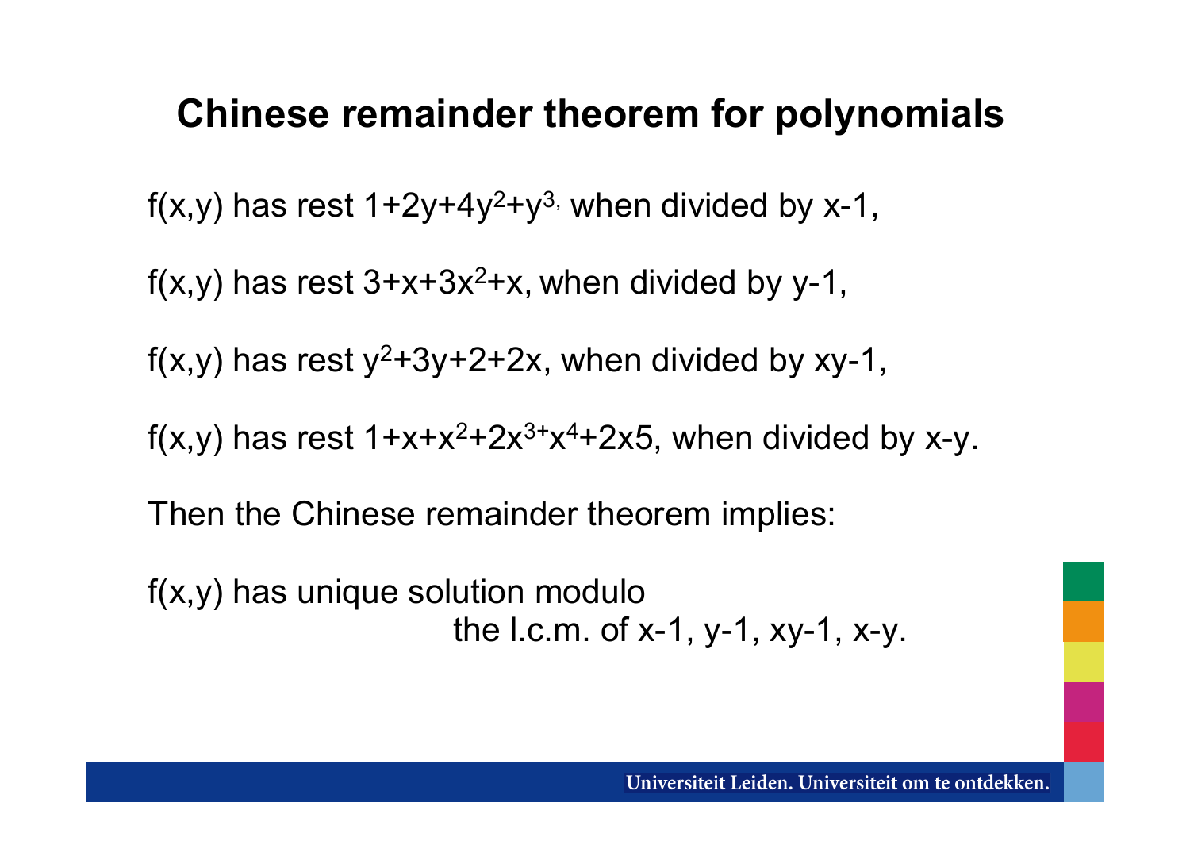# Chinese remainder theorem for polynomials

f(x,y) has rest $1+2y+4y^2+y^3$, when divided by x-1,

f(x,y) has rest $3+x+3x^2+x$, when divided by y-1,

f(x,y) has rest $y^2+3y+2+2x$, when divided by xy-1,

f(x,y) has rest $1+x+x^2+2x^3+x^4+2x5$, when divided by x-y.

Then the Chinese remainder theorem implies:

f(x,y) has unique solution modulo
the l.c.m. of x-1, y-1, xy-1, x-y.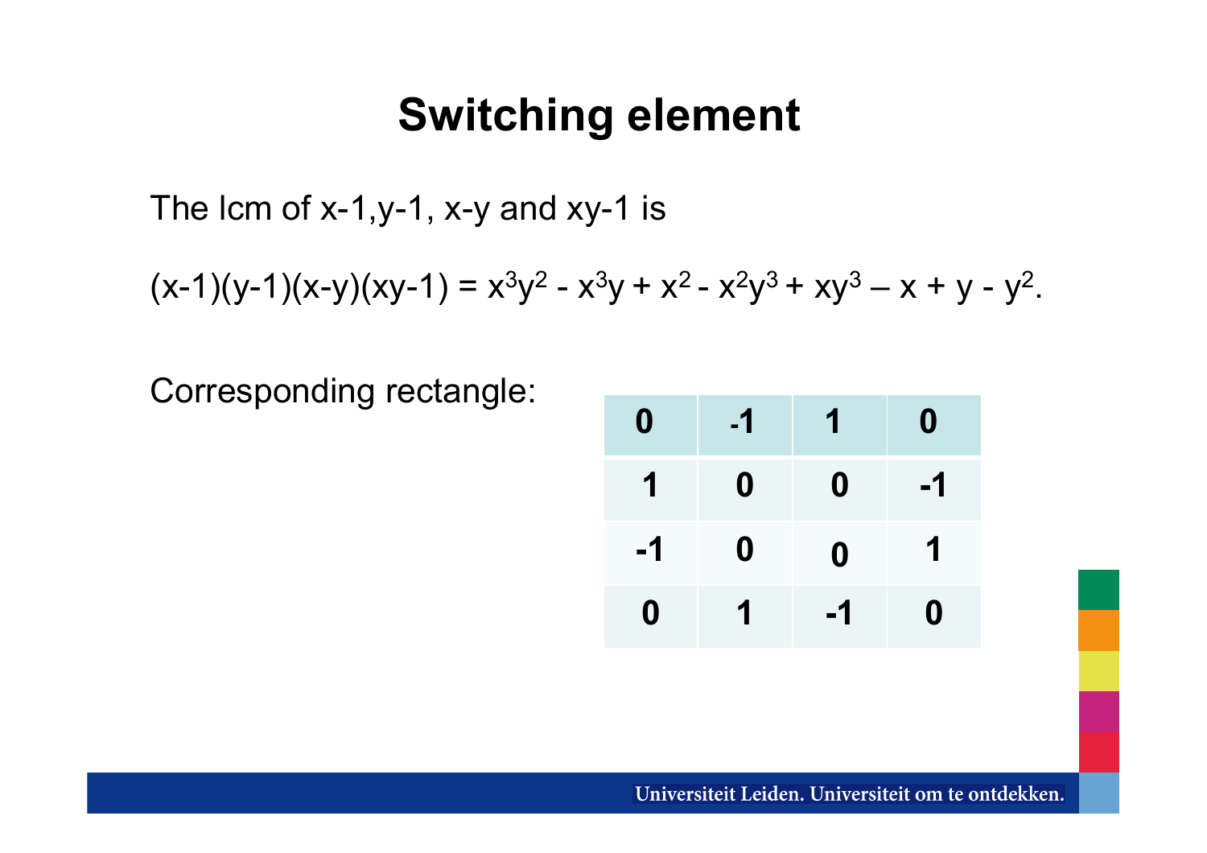# Switching element

The lcm of $x-1$, $y-1$, $x-y$ and $xy-1$ is

$$(x-1)(y-1)(x-y)(xy-1) = x^3y^2 - x^3y + x^2 - x^2y^3 + xy^3 - x + y - y^2.$$

Corresponding rectangle:

| 0 | -1 | 1 | 0 |
|---|---|---|---|
| 1 | 0 | 0 | -1 |
| -1 | 0 | 0 | 1 |
| 0 | 1 | -1 | 0 |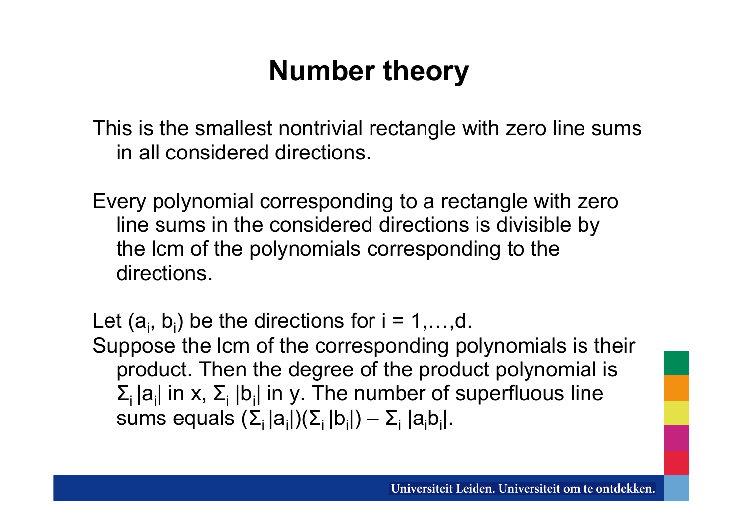# Number theory

This is the smallest nontrivial rectangle with zero line sums in all considered directions.

Every polynomial corresponding to a rectangle with zero line sums in the considered directions is divisible by the lcm of the polynomials corresponding to the directions.

Let $(a_i, b_i)$ be the directions for $i = 1,\dots,d$.
Suppose the lcm of the corresponding polynomials is their product. Then the degree of the product polynomial is $\Sigma_i |a_i|$ in x, $\Sigma_i |b_i|$ in y. The number of superfluous line sums equals $(\Sigma_i |a_i|)(\Sigma_i |b_i|) - \Sigma_i |a_i b_i|$.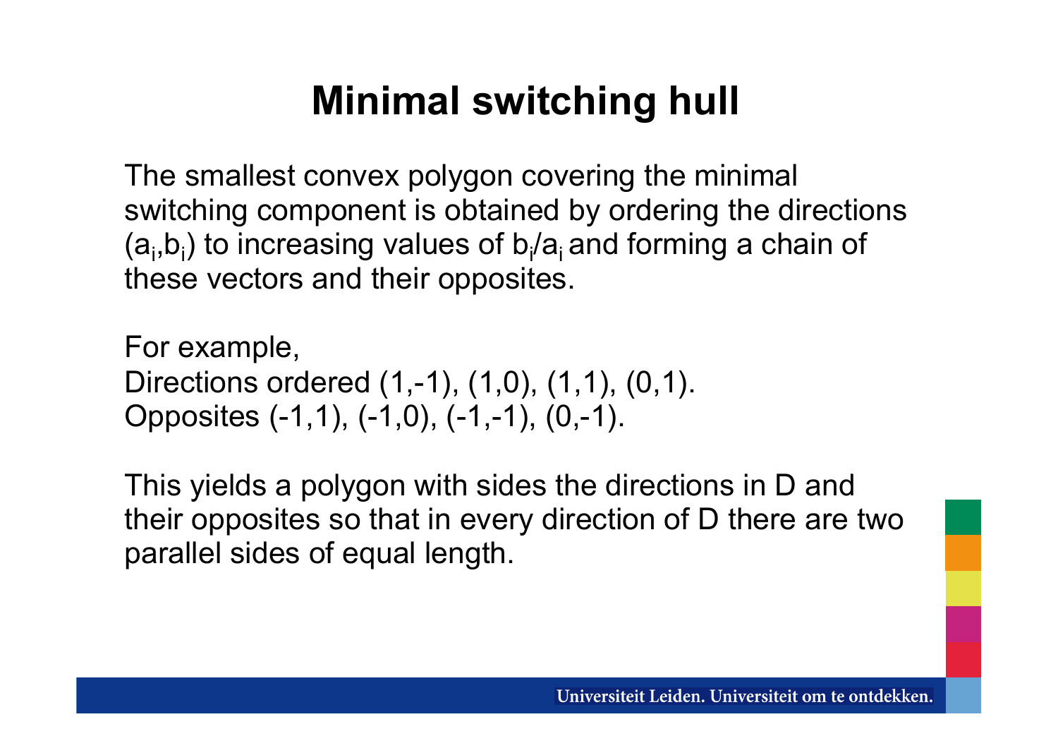# Minimal switching hull

The smallest convex polygon covering the minimal switching component is obtained by ordering the directions $(a_i,b_i)$ to increasing values of $b_i/a_i$ and forming a chain of these vectors and their opposites.

For example,
Directions ordered (1,-1), (1,0), (1,1), (0,1).
Opposites (-1,1), (-1,0), (-1,-1), (0,-1).

This yields a polygon with sides the directions in D and their opposites so that in every direction of D there are two parallel sides of equal length.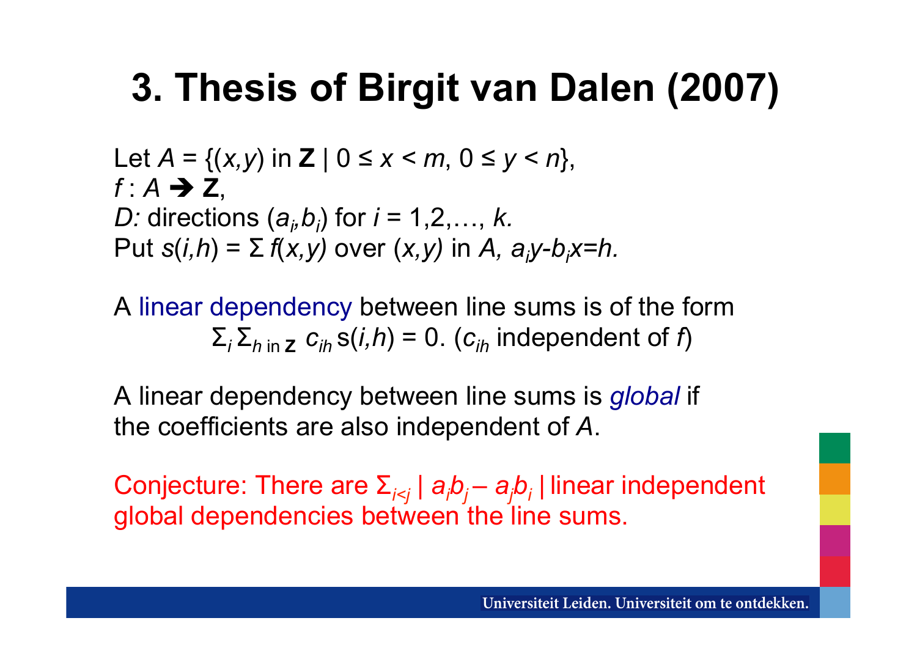# 3. Thesis of Birgit van Dalen (2007)

Let $A = \{(x,y) \text{ in } \mathbf{Z} \mid 0 \leq x < m,\ 0 \leq y < n\}$,
$f : A \rightarrow \mathbf{Z}$,
*D:* directions $(a_i,b_i)$ for $i = 1,2,\ldots, k$.
Put $s(i,h) = \Sigma\, f(x,y)$ over $(x,y)$ in $A$, $a_i y - b_i x = h$.

A linear dependency between line sums is of the form

$$\Sigma_i \Sigma_{h \text{ in } \mathbf{Z}}\, c_{ih}\, s(i,h) = 0. \ (c_{ih} \text{ independent of } f)$$

A linear dependency between line sums is *global* if the coefficients are also independent of $A$.

Conjecture: There are $\Sigma_{i<j} \mid a_i b_j - a_j b_i \mid$ linear independent global dependencies between the line sums.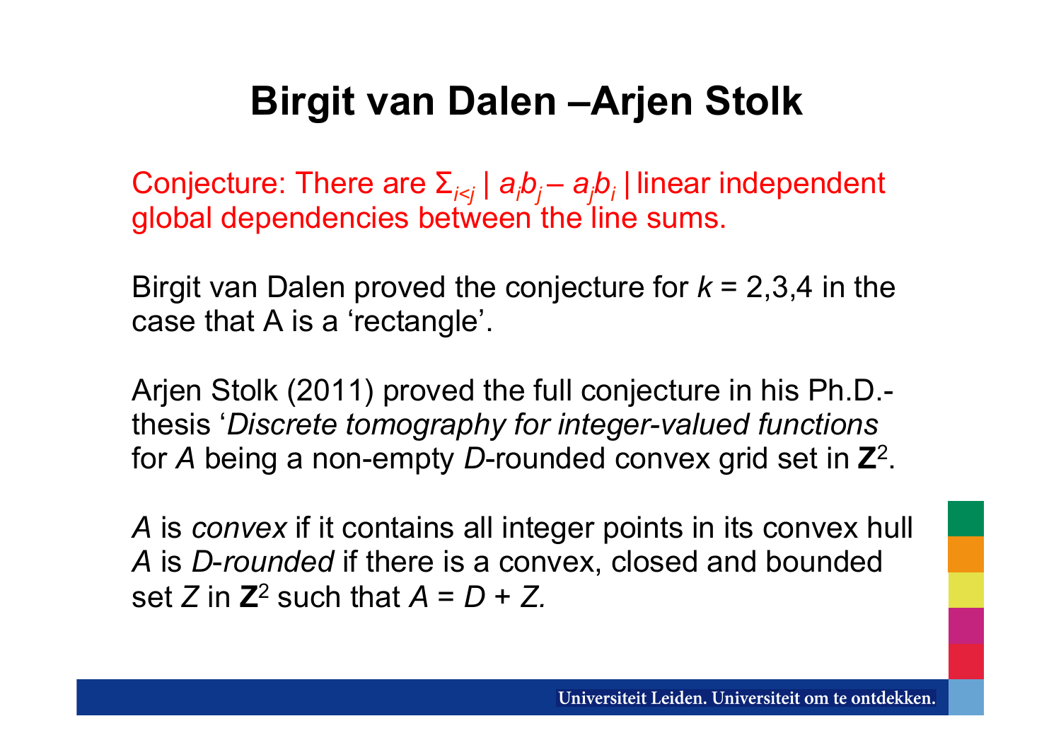# Birgit van Dalen –Arjen Stolk

Conjecture: There are $\Sigma_{i<j} \mid a_i b_j - a_j b_i \mid$ linear independent global dependencies between the line sums.

Birgit van Dalen proved the conjecture for $k$ = 2,3,4 in the case that A is a 'rectangle'.

Arjen Stolk (2011) proved the full conjecture in his Ph.D.-thesis '*Discrete tomography for integer-valued functions* for $A$ being a non-empty $D$-rounded convex grid set in $\mathbf{Z}^2$.

$A$ is *convex* if it contains all integer points in its convex hull
$A$ is *D-rounded* if there is a convex, closed and bounded set $Z$ in $\mathbf{Z}^2$ such that $A = D + Z$.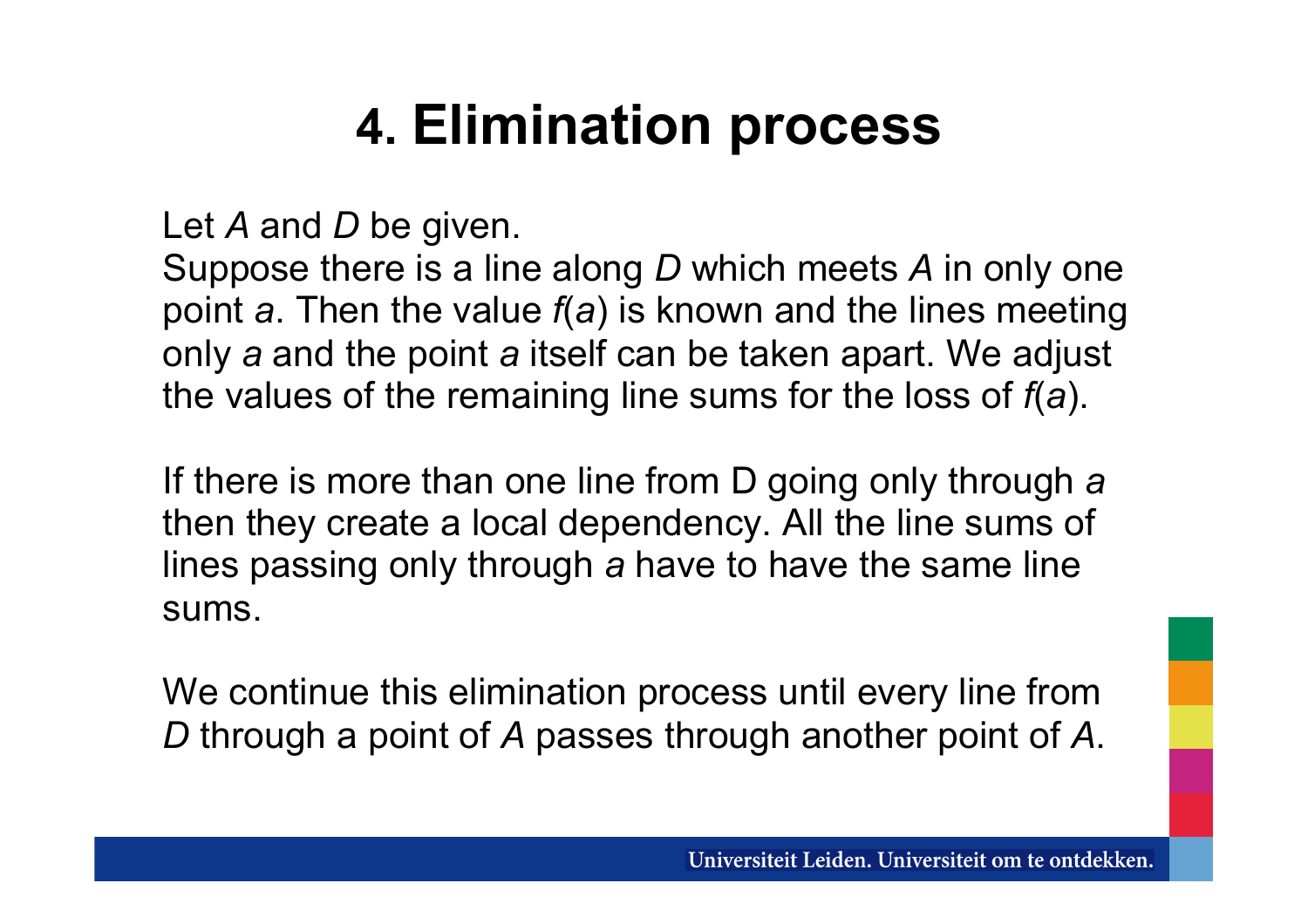# 4. Elimination process

Let $A$ and $D$ be given.
Suppose there is a line along $D$ which meets $A$ in only one point $a$. Then the value $f(a)$ is known and the lines meeting only $a$ and the point $a$ itself can be taken apart. We adjust the values of the remaining line sums for the loss of $f(a)$.

If there is more than one line from D going only through $a$ then they create a local dependency. All the line sums of lines passing only through $a$ have to have the same line sums.

We continue this elimination process until every line from $D$ through a point of $A$ passes through another point of $A$.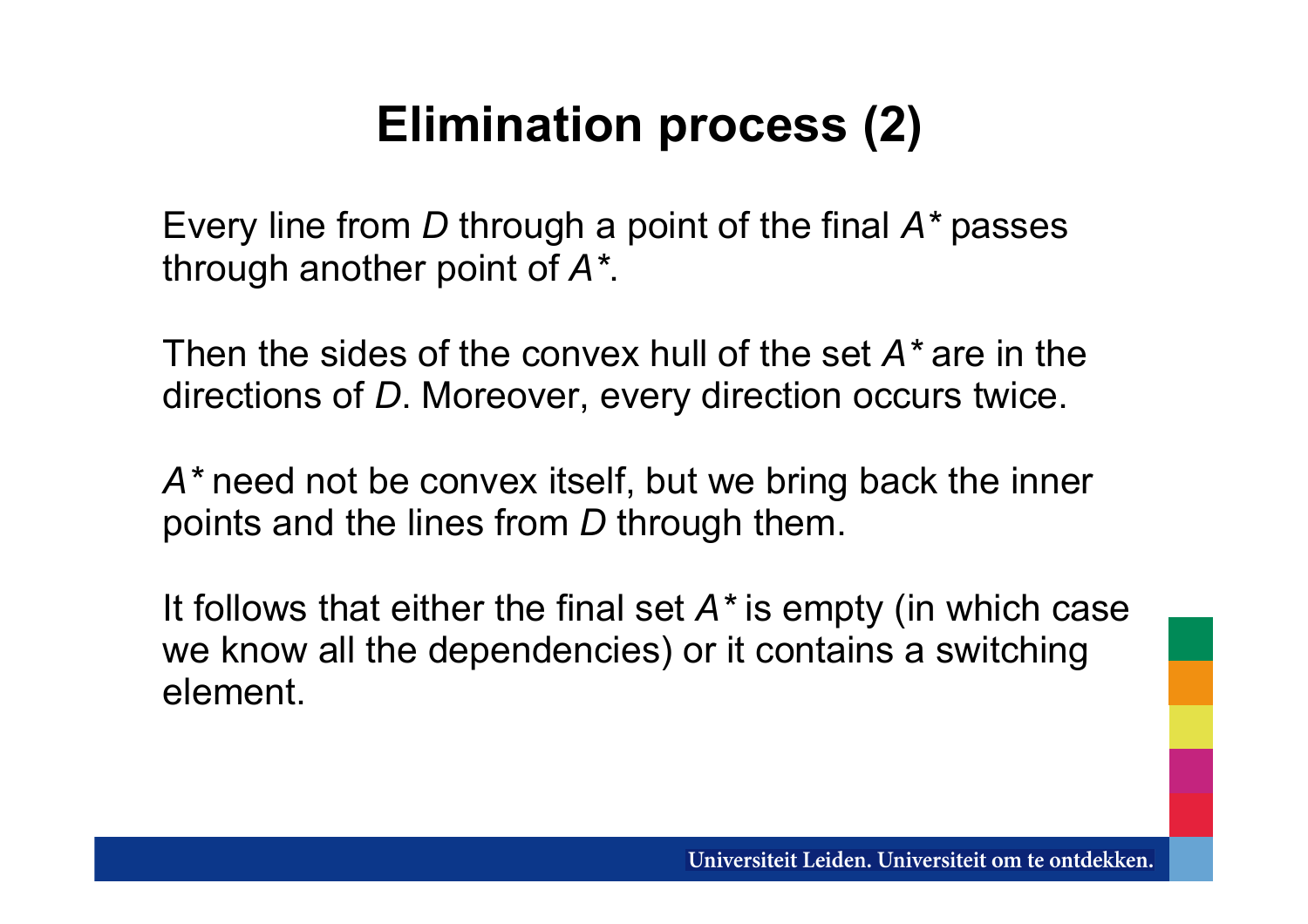# Elimination process (2)

Every line from $D$ through a point of the final $A^*$ passes through another point of $A^*$.

Then the sides of the convex hull of the set $A^*$ are in the directions of $D$. Moreover, every direction occurs twice.

$A^*$ need not be convex itself, but we bring back the inner points and the lines from $D$ through them.

It follows that either the final set $A^*$ is empty (in which case we know all the dependencies) or it contains a switching element.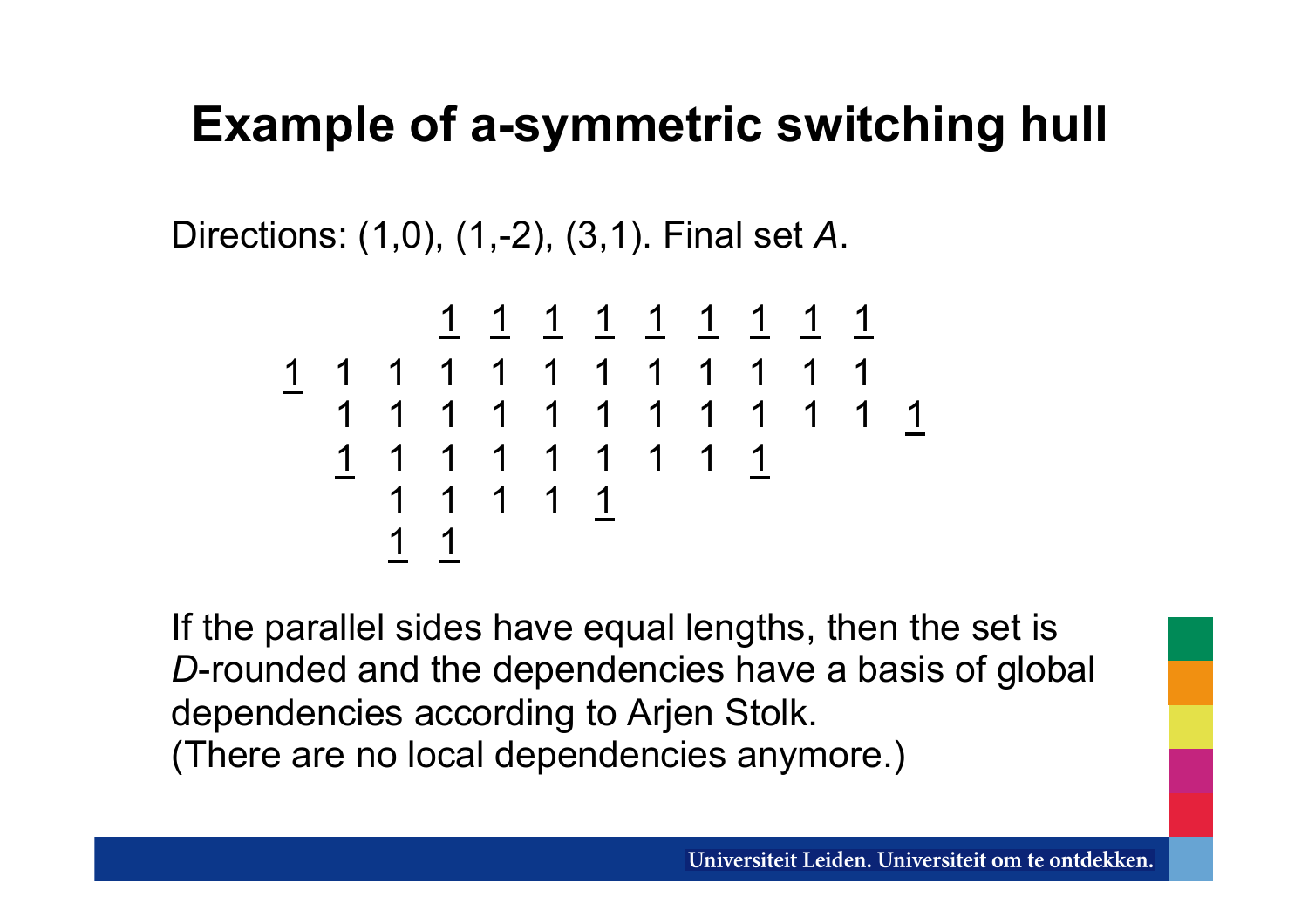# Example of a-symmetric switching hull

Directions: (1,0), (1,-2), (3,1). Final set *A*.

| | | | | | | | | | | | | |
|---|---|---|---|---|---|---|---|---|---|---|---|---|
| | | | <u>1</u> | <u>1</u> | <u>1</u> | <u>1</u> | <u>1</u> | <u>1</u> | <u>1</u> | <u>1</u> | <u>1</u> | |
| <u>1</u> | 1 | 1 | 1 | 1 | 1 | 1 | 1 | 1 | 1 | 1 | 1 | |
| | 1 | 1 | 1 | 1 | 1 | 1 | 1 | 1 | 1 | 1 | 1 | <u>1</u> |
| | <u>1</u> | 1 | 1 | 1 | 1 | 1 | 1 | 1 | <u>1</u> | | | |
| | | 1 | 1 | 1 | 1 | <u>1</u> | | | | | | |
| | | <u>1</u> | <u>1</u> | | | | | | | | | |

If the parallel sides have equal lengths, then the set is *D*-rounded and the dependencies have a basis of global dependencies according to Arjen Stolk.
(There are no local dependencies anymore.)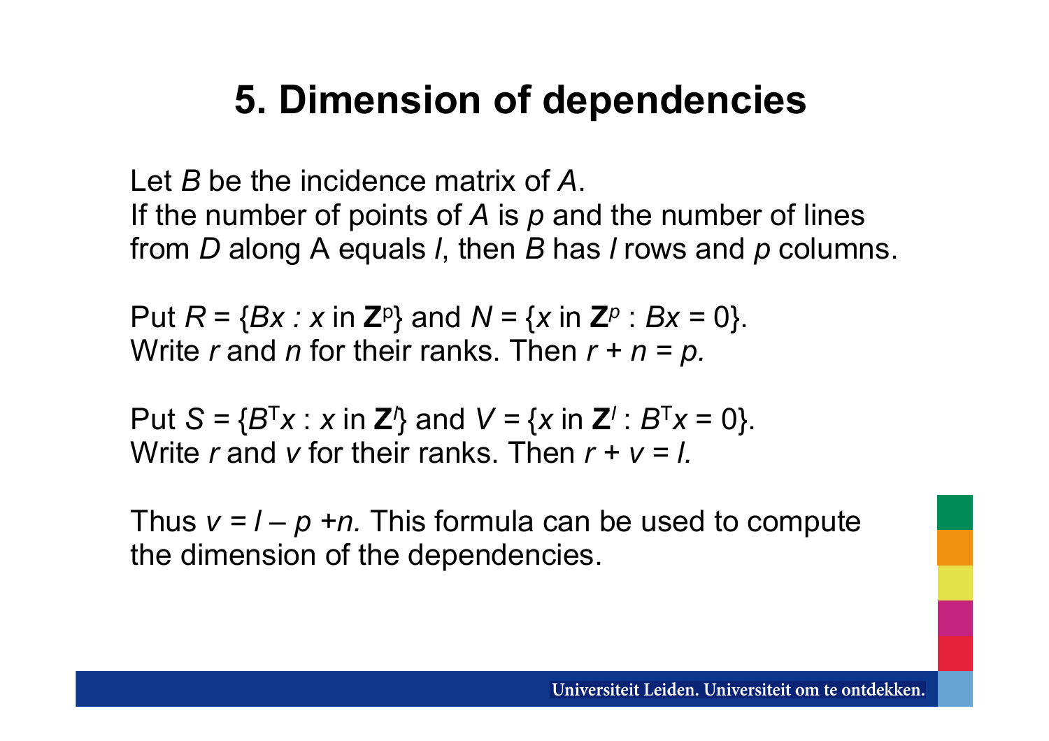# 5. Dimension of dependencies

Let $B$ be the incidence matrix of $A$.
If the number of points of $A$ is $p$ and the number of lines from $D$ along A equals $l$, then $B$ has $l$ rows and $p$ columns.

Put $R = \{Bx : x \text{ in } \mathbf{Z}^p\}$ and $N = \{x \text{ in } \mathbf{Z}^p : Bx = 0\}$.
Write $r$ and $n$ for their ranks. Then $r + n = p$.

Put $S = \{B^T x : x \text{ in } \mathbf{Z}^l\}$ and $V = \{x \text{ in } \mathbf{Z}^l : B^T x = 0\}$.
Write $r$ and $v$ for their ranks. Then $r + v = l$.

Thus $v = l - p + n$. This formula can be used to compute the dimension of the dependencies.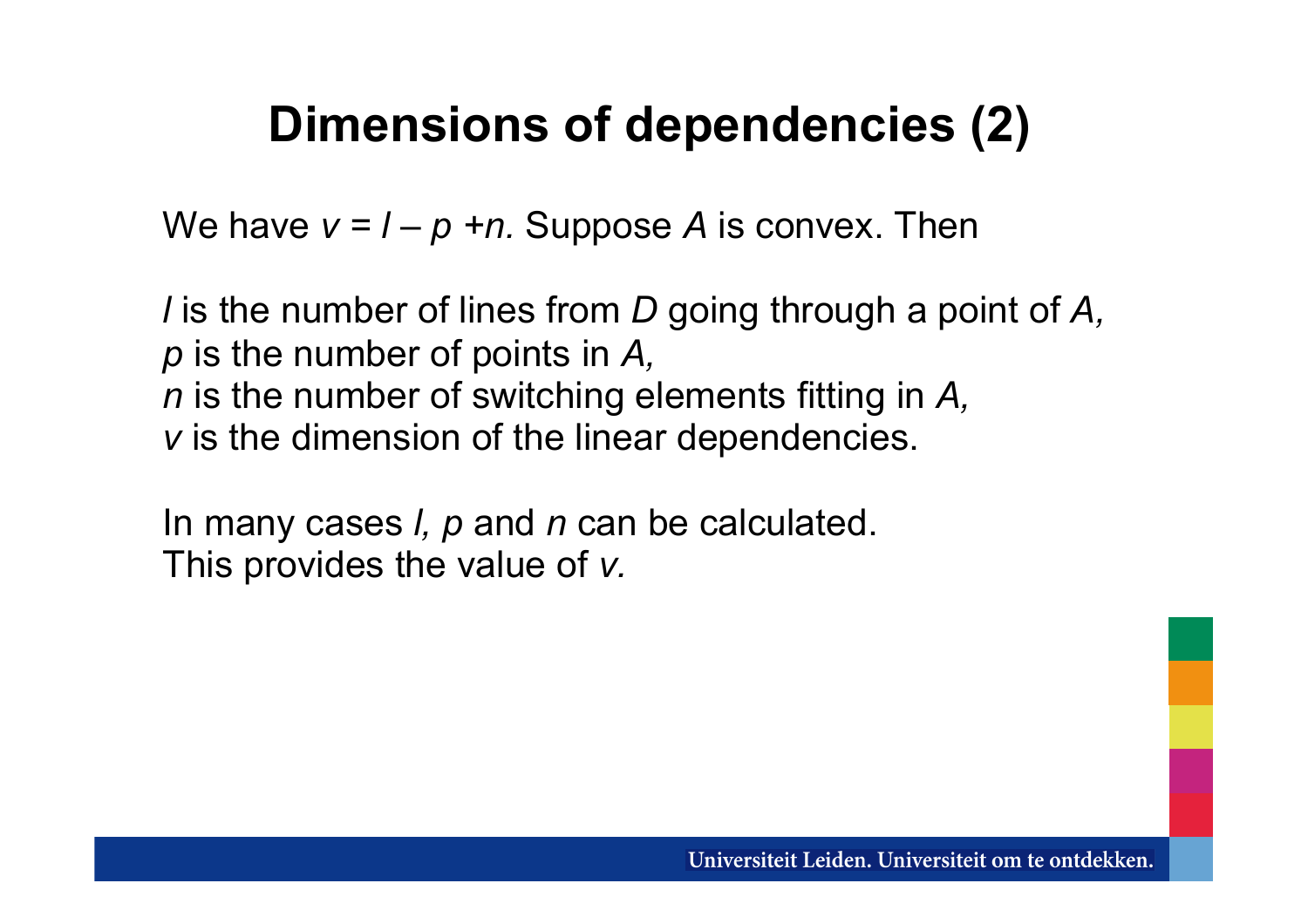# Dimensions of dependencies (2)

We have $v = l - p + n$. Suppose $A$ is convex. Then

$l$ is the number of lines from $D$ going through a point of $A$,
$p$ is the number of points in $A$,
$n$ is the number of switching elements fitting in $A$,
$v$ is the dimension of the linear dependencies.

In many cases $l$, $p$ and $n$ can be calculated.
This provides the value of $v$.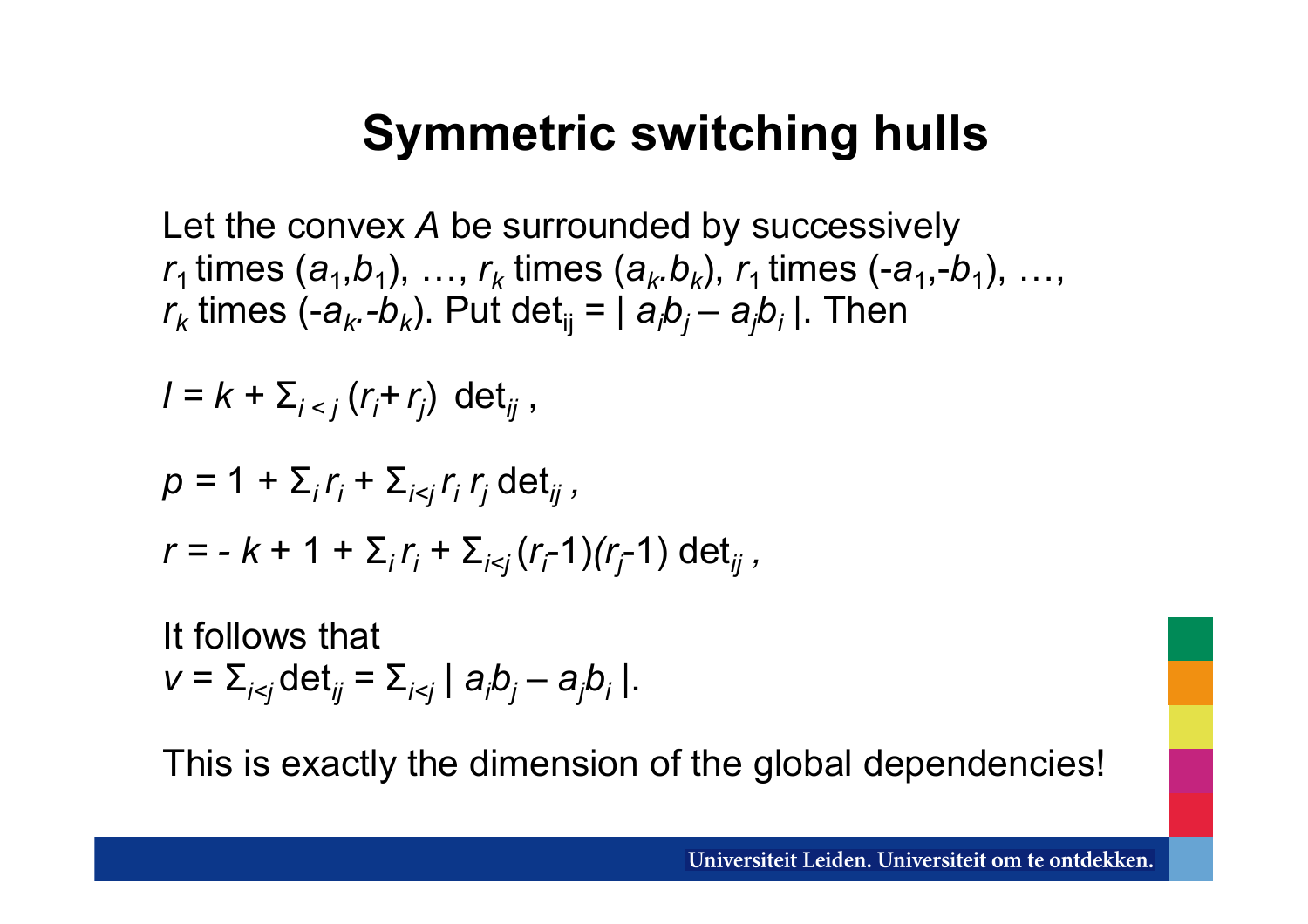# Symmetric switching hulls

Let the convex $A$ be surrounded by successively $r_1$ times $(a_1,b_1)$, …, $r_k$ times $(a_k.b_k)$, $r_1$ times $(-a_1,-b_1)$, …, $r_k$ times $(-a_k.-b_k)$. Put $\det_{ij} = |\ a_i b_j - a_j b_i\ |$. Then

$$l = k + \Sigma_{i<j}\,(r_i + r_j)\ \det_{ij}\ ,$$

$$p = 1 + \Sigma_i\, r_i + \Sigma_{i<j}\, r_i\, r_j \det_{ij}\ ,$$

$$r = -\,k + 1 + \Sigma_i\, r_i + \Sigma_{i<j}\,(r_i - 1)(r_j - 1)\det_{ij}\ ,$$

It follows that
$v = \Sigma_{i<j} \det_{ij} = \Sigma_{i<j}\ |\ a_i b_j - a_j b_i\ |.$

This is exactly the dimension of the global dependencies!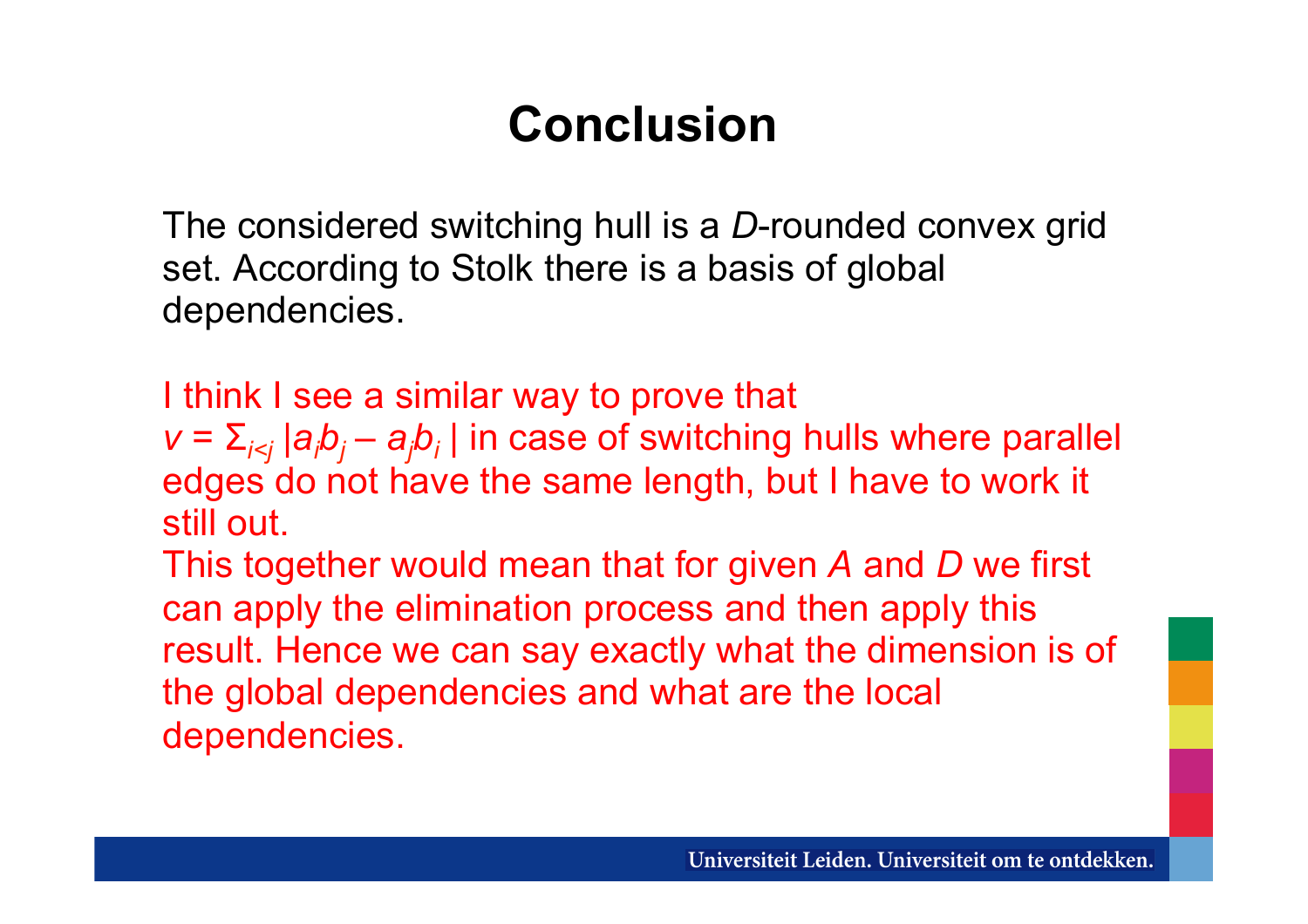# Conclusion

The considered switching hull is a *D*-rounded convex grid set. According to Stolk there is a basis of global dependencies.

I think I see a similar way to prove that $v = \Sigma_{i<j} |a_i b_j - a_j b_i|$ in case of switching hulls where parallel edges do not have the same length, but I have to work it still out.

This together would mean that for given *A* and *D* we first can apply the elimination process and then apply this result. Hence we can say exactly what the dimension is of the global dependencies and what are the local dependencies.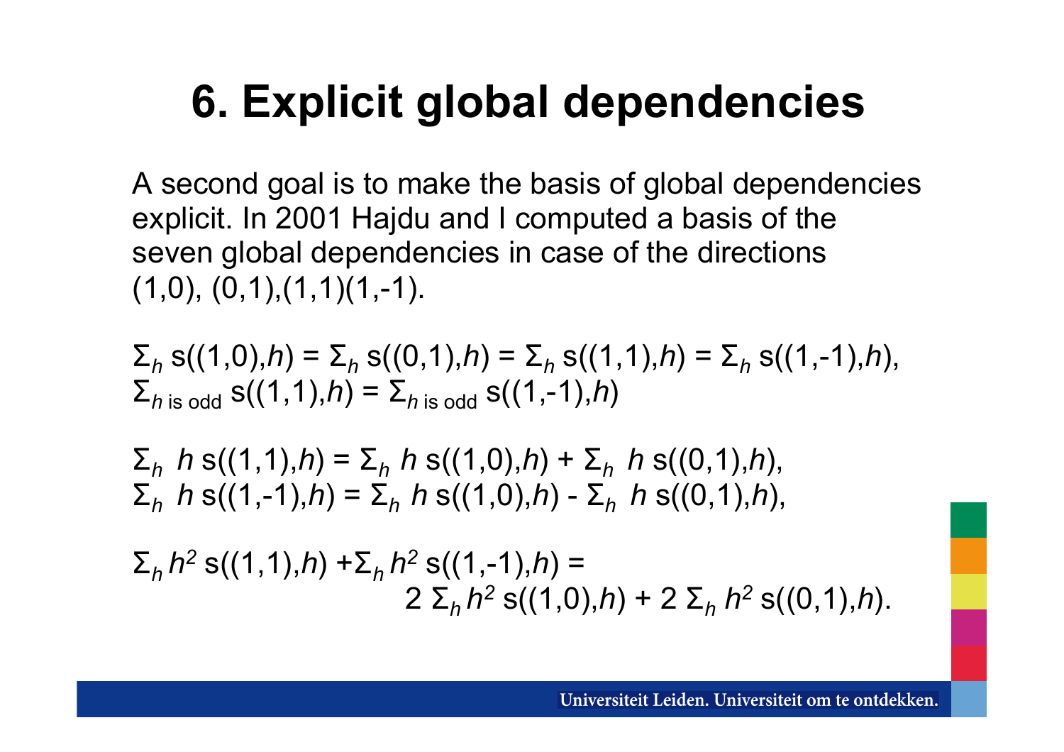# 6. Explicit global dependencies

A second goal is to make the basis of global dependencies explicit. In 2001 Hajdu and I computed a basis of the seven global dependencies in case of the directions (1,0), (0,1),(1,1)(1,-1).

$$\Sigma_h \, s((1,0),h) = \Sigma_h \, s((0,1),h) = \Sigma_h \, s((1,1),h) = \Sigma_h \, s((1,-1),h),$$
$$\Sigma_{h \text{ is odd}} \, s((1,1),h) = \Sigma_{h \text{ is odd}} \, s((1,-1),h)$$

$$\Sigma_h \; h \, s((1,1),h) = \Sigma_h \; h \, s((1,0),h) + \Sigma_h \; h \, s((0,1),h),$$
$$\Sigma_h \; h \, s((1,-1),h) = \Sigma_h \; h \, s((1,0),h) - \Sigma_h \; h \, s((0,1),h),$$

$$\Sigma_h \, h^2 \, s((1,1),h) + \Sigma_h \, h^2 \, s((1,-1),h) = 2 \, \Sigma_h \, h^2 \, s((1,0),h) + 2 \, \Sigma_h \, h^2 \, s((0,1),h).$$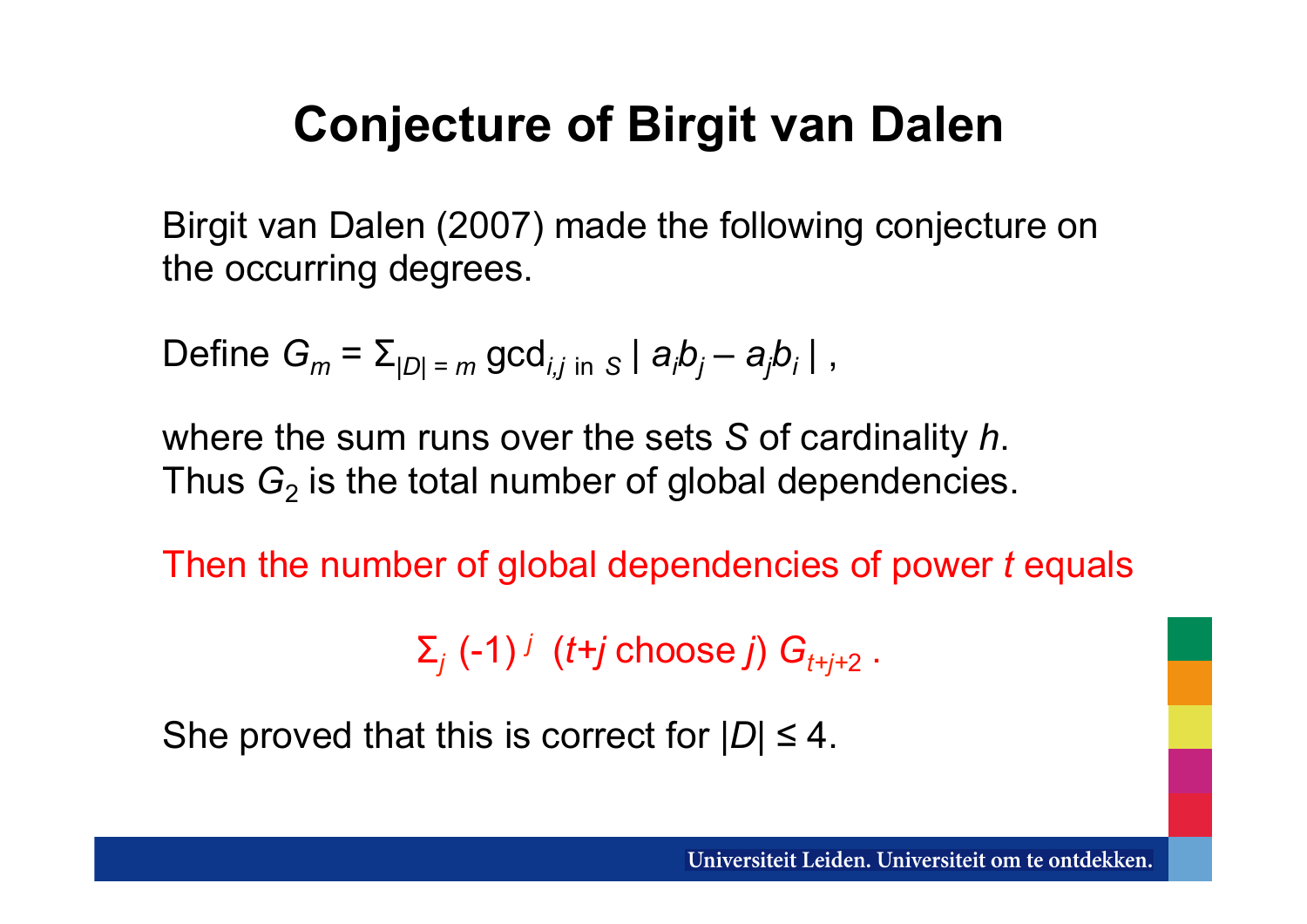# Conjecture of Birgit van Dalen

Birgit van Dalen (2007) made the following conjecture on the occurring degrees.

Define $G_m = \Sigma_{|D| = m} \gcd_{i,j \text{ in } S} | a_i b_j - a_j b_i |$ ,

where the sum runs over the sets $S$ of cardinality $h$.
Thus $G_2$ is the total number of global dependencies.

Then the number of global dependencies of power $t$ equals

$$\Sigma_j \ (-1)^j \ (t+j \text{ choose } j) \ G_{t+j+2} \ .$$

She proved that this is correct for $|D| \leq 4$.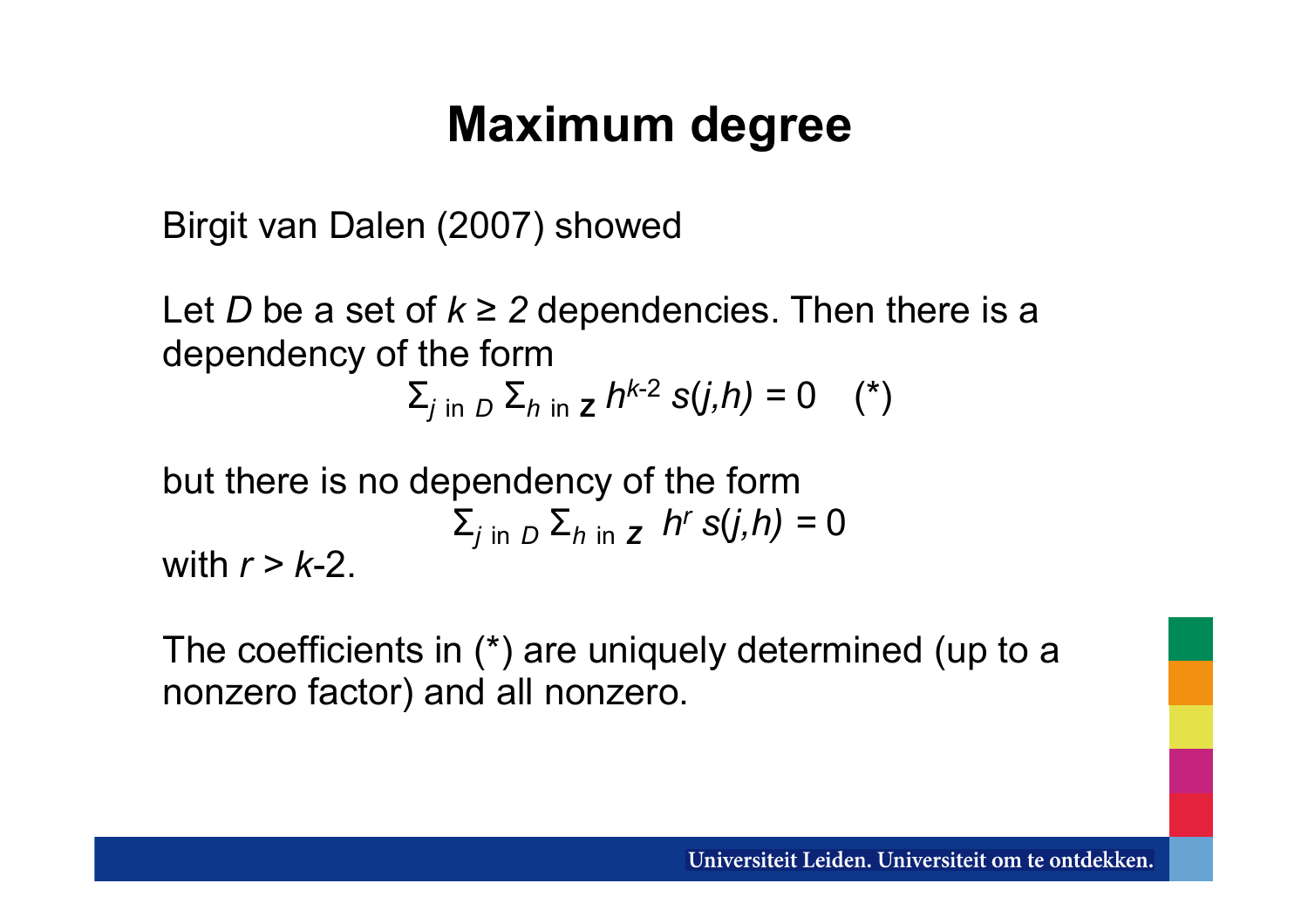# Maximum degree

Birgit van Dalen (2007) showed

Let $D$ be a set of $k \geq 2$ dependencies. Then there is a dependency of the form

$$\Sigma_{j \text{ in } D} \Sigma_{h \text{ in } \mathbf{Z}} h^{k-2} s(j,h) = 0 \quad (*)$$

but there is no dependency of the form

$$\Sigma_{j \text{ in } D} \Sigma_{h \text{ in } \mathbf{Z}} h^{r} s(j,h) = 0$$

with $r > k$-2.

The coefficients in (*) are uniquely determined (up to a nonzero factor) and all nonzero.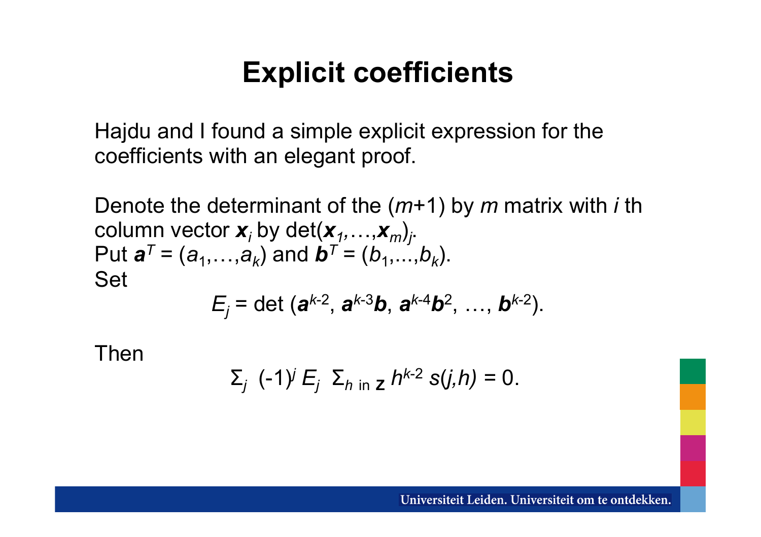# Explicit coefficients

Hajdu and I found a simple explicit expression for the coefficients with an elegant proof.

Denote the determinant of the $(m+1)$ by $m$ matrix with $i$ th column vector $\boldsymbol{x}_i$ by $\det(\boldsymbol{x}_1,\ldots,\boldsymbol{x}_m)_j$.
Put $\boldsymbol{a}^T = (a_1,\ldots,a_k)$ and $\boldsymbol{b}^T = (b_1,\ldots,b_k)$.
Set

$$E_j = \det\,(\boldsymbol{a}^{k-2},\, \boldsymbol{a}^{k-3}\boldsymbol{b},\, \boldsymbol{a}^{k-4}\boldsymbol{b}^2,\, \ldots,\, \boldsymbol{b}^{k-2}).$$

Then

$$\Sigma_j \;(-1)^j E_j \;\; \Sigma_{h \text{ in } \mathbf{Z}}\, h^{k-2}\, s(j,h) = 0.$$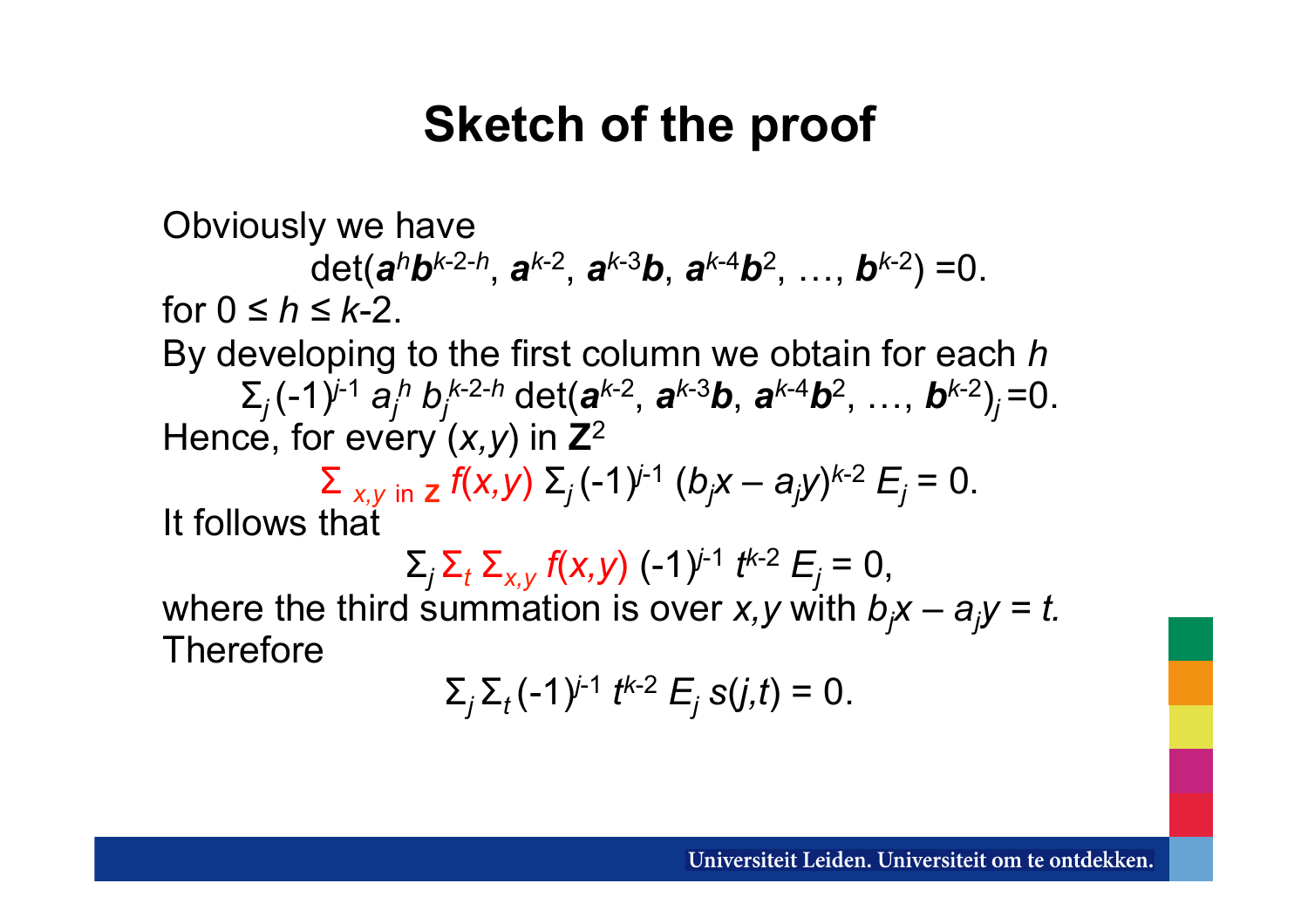# Sketch of the proof

Obviously we have

$$\det(\boldsymbol{a}^h \boldsymbol{b}^{k-2-h}, \boldsymbol{a}^{k-2}, \boldsymbol{a}^{k-3}\boldsymbol{b}, \boldsymbol{a}^{k-4}\boldsymbol{b}^2, \ldots, \boldsymbol{b}^{k-2}) = 0.$$

for $0 \leq h \leq k\text{-}2$.

By developing to the first column we obtain for each $h$

$$\Sigma_j (-1)^{j-1} a_j^h b_j^{k-2-h} \det(\boldsymbol{a}^{k-2}, \boldsymbol{a}^{k-3}\boldsymbol{b}, \boldsymbol{a}^{k-4}\boldsymbol{b}^2, \ldots, \boldsymbol{b}^{k-2})_j = 0.$$

Hence, for every $(x,y)$ in $\mathbf{Z}^2$

$$\Sigma_{x,y \text{ in } \mathbf{Z}} f(x,y) \, \Sigma_j (-1)^{j-1} (b_j x - a_j y)^{k-2} E_j = 0.$$

It follows that

$$\Sigma_j \Sigma_t \Sigma_{x,y} f(x,y) \, (-1)^{j-1} t^{k-2} E_j = 0,$$

where the third summation is over $x,y$ with $b_j x - a_j y = t$.

Therefore

$$\Sigma_j \Sigma_t (-1)^{j-1} t^{k-2} E_j \, s(j,t) = 0.$$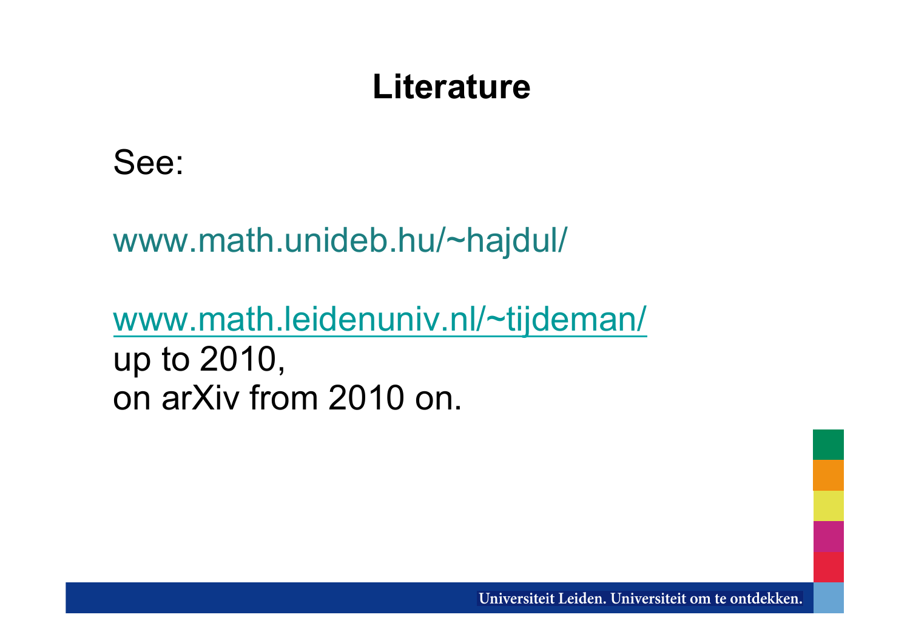# Literature

See:

www.math.unideb.hu/~hajdul/

www.math.leidenuniv.nl/~tijdeman/
up to 2010,
on arXiv from 2010 on.